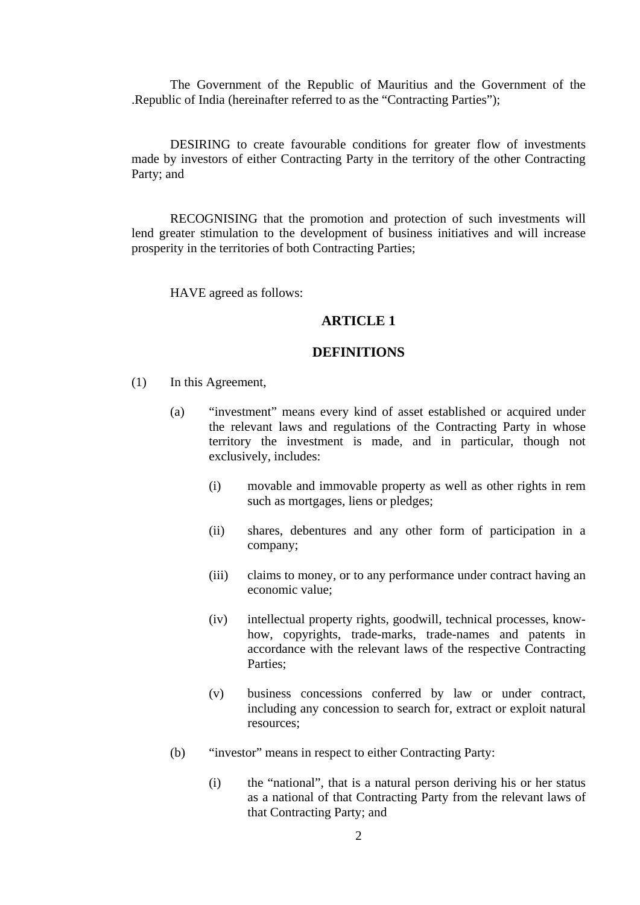The Government of the Republic of Mauritius and the Government of the .Republic of India (hereinafter referred to as the "Contracting Parties");

DESIRING to create favourable conditions for greater flow of investments made by investors of either Contracting Party in the territory of the other Contracting Party; and

RECOGNISING that the promotion and protection of such investments will lend greater stimulation to the development of business initiatives and will increase prosperity in the territories of both Contracting Parties;

HAVE agreed as follows:

## ARTICLE 1

## DEFINITIONS

(1) In this Agreement,

(a) "investment" means every kind of asset established or acquired under the relevant laws and regulations of the Contracting Party in whose territory the investment is made, and in particular, though not exclusively, includes:

(i) movable and immovable property as well as other rights in rem such as mortgages, liens or pledges;

(ii) shares, debentures and any other form of participation in a company;

(iii) claims to money, or to any performance under contract having an economic value;

(iv) intellectual property rights, goodwill, technical processes, know-how, copyrights, trade-marks, trade-names and patents in accordance with the relevant laws of the respective Contracting Parties;

(v) business concessions conferred by law or under contract, including any concession to search for, extract or exploit natural resources;

(b) "investor" means in respect to either Contracting Party:

(i) the "national", that is a natural person deriving his or her status as a national of that Contracting Party from the relevant laws of that Contracting Party; and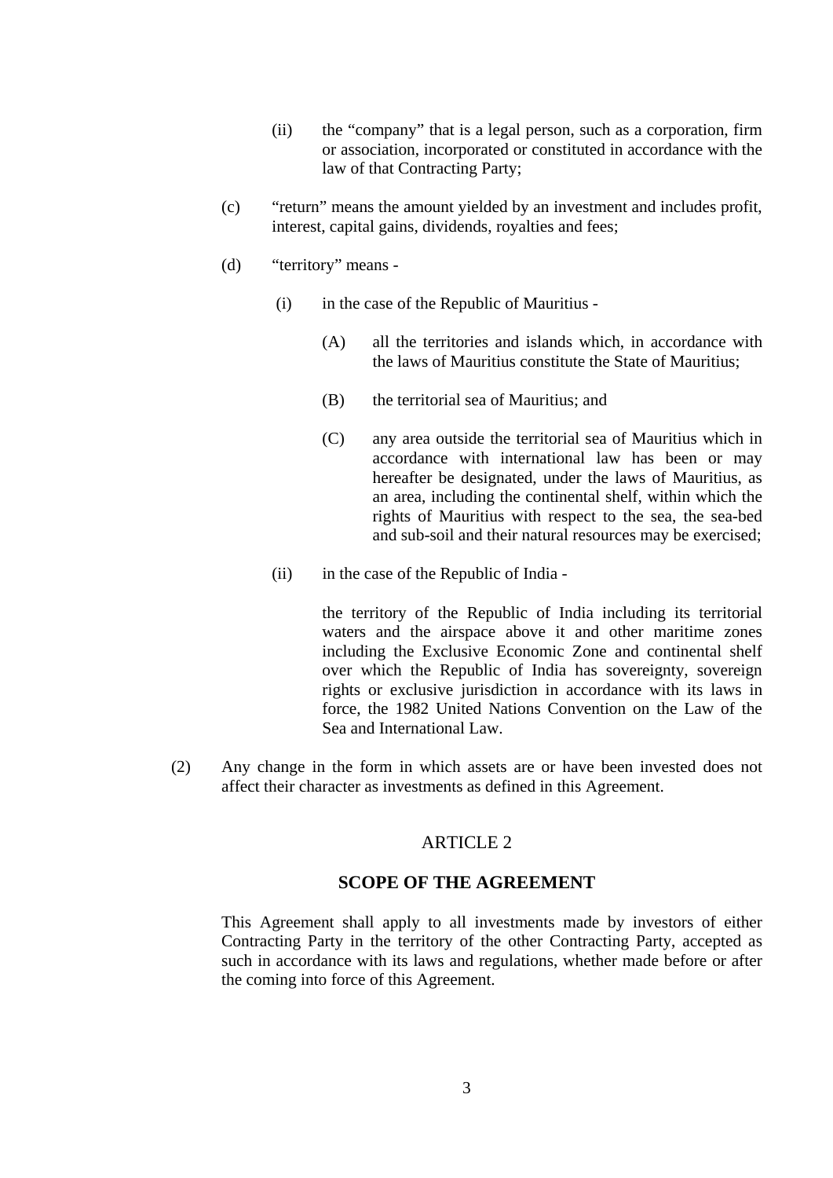(ii) the "company" that is a legal person, such as a corporation, firm or association, incorporated or constituted in accordance with the law of that Contracting Party;

(c) "return" means the amount yielded by an investment and includes profit, interest, capital gains, dividends, royalties and fees;

(d) "territory" means -

(i) in the case of the Republic of Mauritius -

(A) all the territories and islands which, in accordance with the laws of Mauritius constitute the State of Mauritius;

(B) the territorial sea of Mauritius; and

(C) any area outside the territorial sea of Mauritius which in accordance with international law has been or may hereafter be designated, under the laws of Mauritius, as an area, including the continental shelf, within which the rights of Mauritius with respect to the sea, the sea-bed and sub-soil and their natural resources may be exercised;

(ii) in the case of the Republic of India -

the territory of the Republic of India including its territorial waters and the airspace above it and other maritime zones including the Exclusive Economic Zone and continental shelf over which the Republic of India has sovereignty, sovereign rights or exclusive jurisdiction in accordance with its laws in force, the 1982 United Nations Convention on the Law of the Sea and International Law.

(2) Any change in the form in which assets are or have been invested does not affect their character as investments as defined in this Agreement.

ARTICLE 2

## SCOPE OF THE AGREEMENT

This Agreement shall apply to all investments made by investors of either Contracting Party in the territory of the other Contracting Party, accepted as such in accordance with its laws and regulations, whether made before or after the coming into force of this Agreement.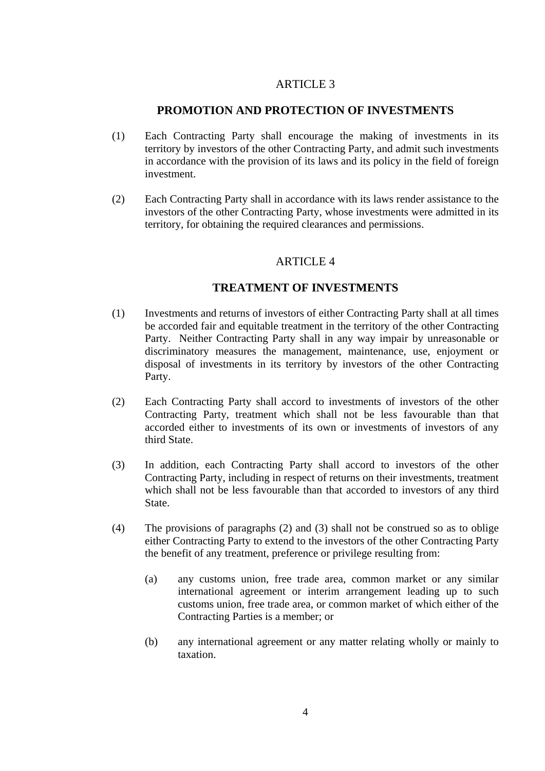## ARTICLE 3

### PROMOTION AND PROTECTION OF INVESTMENTS

(1) Each Contracting Party shall encourage the making of investments in its territory by investors of the other Contracting Party, and admit such investments in accordance with the provision of its laws and its policy in the field of foreign investment.

(2) Each Contracting Party shall in accordance with its laws render assistance to the investors of the other Contracting Party, whose investments were admitted in its territory, for obtaining the required clearances and permissions.

## ARTICLE 4

### TREATMENT OF INVESTMENTS

(1) Investments and returns of investors of either Contracting Party shall at all times be accorded fair and equitable treatment in the territory of the other Contracting Party. Neither Contracting Party shall in any way impair by unreasonable or discriminatory measures the management, maintenance, use, enjoyment or disposal of investments in its territory by investors of the other Contracting Party.

(2) Each Contracting Party shall accord to investments of investors of the other Contracting Party, treatment which shall not be less favourable than that accorded either to investments of its own or investments of investors of any third State.

(3) In addition, each Contracting Party shall accord to investors of the other Contracting Party, including in respect of returns on their investments, treatment which shall not be less favourable than that accorded to investors of any third State.

(4) The provisions of paragraphs (2) and (3) shall not be construed so as to oblige either Contracting Party to extend to the investors of the other Contracting Party the benefit of any treatment, preference or privilege resulting from:

- (a) any customs union, free trade area, common market or any similar international agreement or interim arrangement leading up to such customs union, free trade area, or common market of which either of the Contracting Parties is a member; or

- (b) any international agreement or any matter relating wholly or mainly to taxation.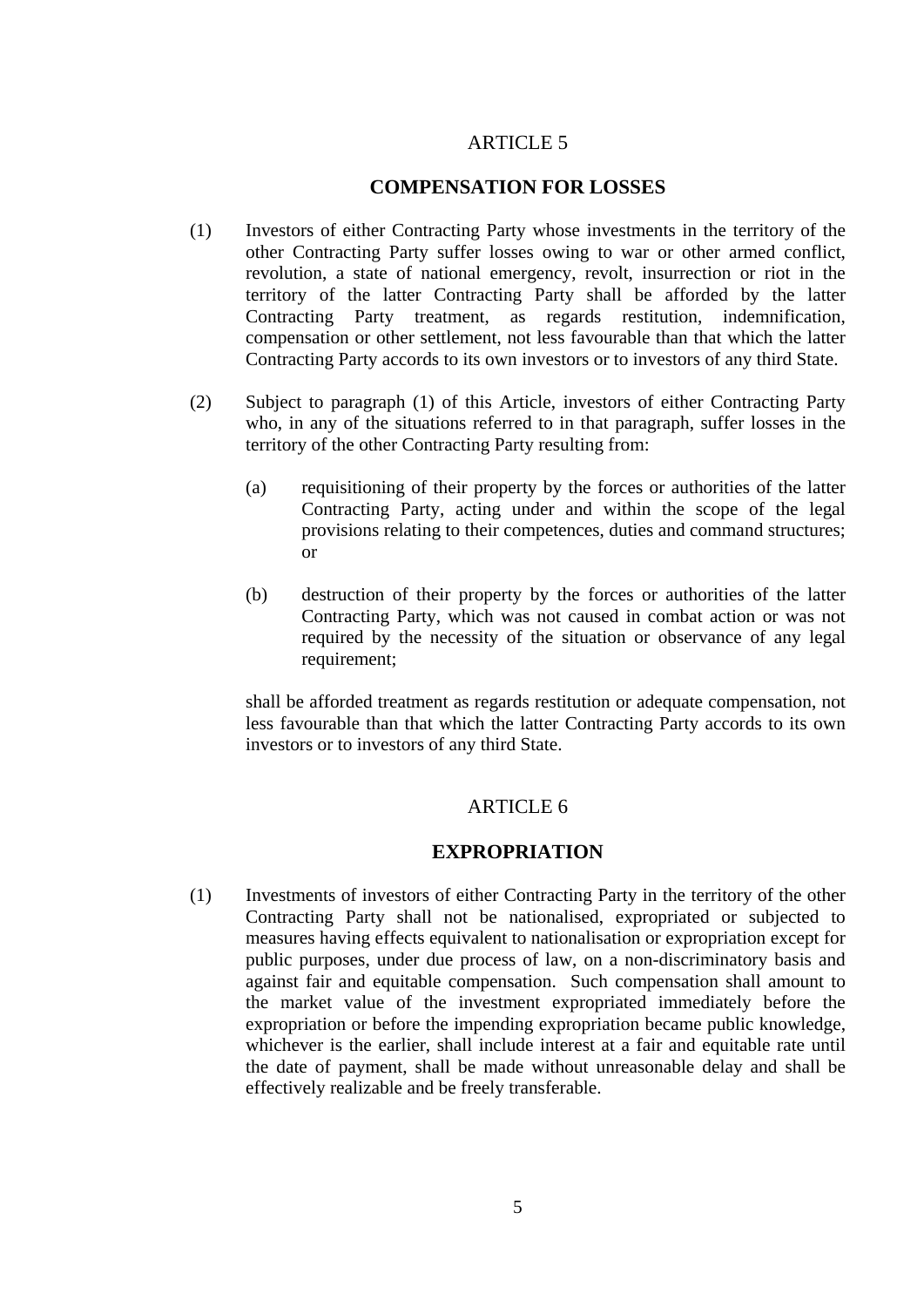ARTICLE 5

**COMPENSATION FOR LOSSES**

(1) Investors of either Contracting Party whose investments in the territory of the other Contracting Party suffer losses owing to war or other armed conflict, revolution, a state of national emergency, revolt, insurrection or riot in the territory of the latter Contracting Party shall be afforded by the latter Contracting Party treatment, as regards restitution, indemnification, compensation or other settlement, not less favourable than that which the latter Contracting Party accords to its own investors or to investors of any third State.

(2) Subject to paragraph (1) of this Article, investors of either Contracting Party who, in any of the situations referred to in that paragraph, suffer losses in the territory of the other Contracting Party resulting from:

(a) requisitioning of their property by the forces or authorities of the latter Contracting Party, acting under and within the scope of the legal provisions relating to their competences, duties and command structures; or

(b) destruction of their property by the forces or authorities of the latter Contracting Party, which was not caused in combat action or was not required by the necessity of the situation or observance of any legal requirement;

shall be afforded treatment as regards restitution or adequate compensation, not less favourable than that which the latter Contracting Party accords to its own investors or to investors of any third State.

ARTICLE 6

**EXPROPRIATION**

(1) Investments of investors of either Contracting Party in the territory of the other Contracting Party shall not be nationalised, expropriated or subjected to measures having effects equivalent to nationalisation or expropriation except for public purposes, under due process of law, on a non-discriminatory basis and against fair and equitable compensation. Such compensation shall amount to the market value of the investment expropriated immediately before the expropriation or before the impending expropriation became public knowledge, whichever is the earlier, shall include interest at a fair and equitable rate until the date of payment, shall be made without unreasonable delay and shall be effectively realizable and be freely transferable.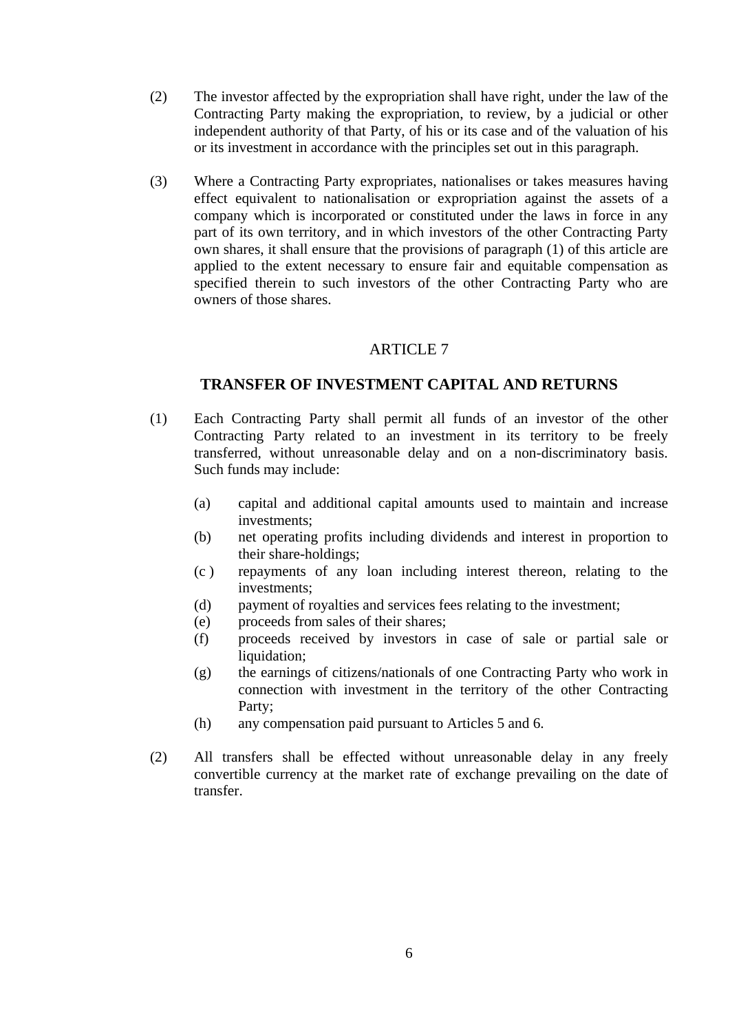(2) The investor affected by the expropriation shall have right, under the law of the Contracting Party making the expropriation, to review, by a judicial or other independent authority of that Party, of his or its case and of the valuation of his or its investment in accordance with the principles set out in this paragraph.

(3) Where a Contracting Party expropriates, nationalises or takes measures having effect equivalent to nationalisation or expropriation against the assets of a company which is incorporated or constituted under the laws in force in any part of its own territory, and in which investors of the other Contracting Party own shares, it shall ensure that the provisions of paragraph (1) of this article are applied to the extent necessary to ensure fair and equitable compensation as specified therein to such investors of the other Contracting Party who are owners of those shares.

## ARTICLE 7

### TRANSFER OF INVESTMENT CAPITAL AND RETURNS

(1) Each Contracting Party shall permit all funds of an investor of the other Contracting Party related to an investment in its territory to be freely transferred, without unreasonable delay and on a non-discriminatory basis. Such funds may include:

(a) capital and additional capital amounts used to maintain and increase investments;
(b) net operating profits including dividends and interest in proportion to their share-holdings;
(c ) repayments of any loan including interest thereon, relating to the investments;
(d) payment of royalties and services fees relating to the investment;
(e) proceeds from sales of their shares;
(f) proceeds received by investors in case of sale or partial sale or liquidation;
(g) the earnings of citizens/nationals of one Contracting Party who work in connection with investment in the territory of the other Contracting Party;
(h) any compensation paid pursuant to Articles 5 and 6.

(2) All transfers shall be effected without unreasonable delay in any freely convertible currency at the market rate of exchange prevailing on the date of transfer.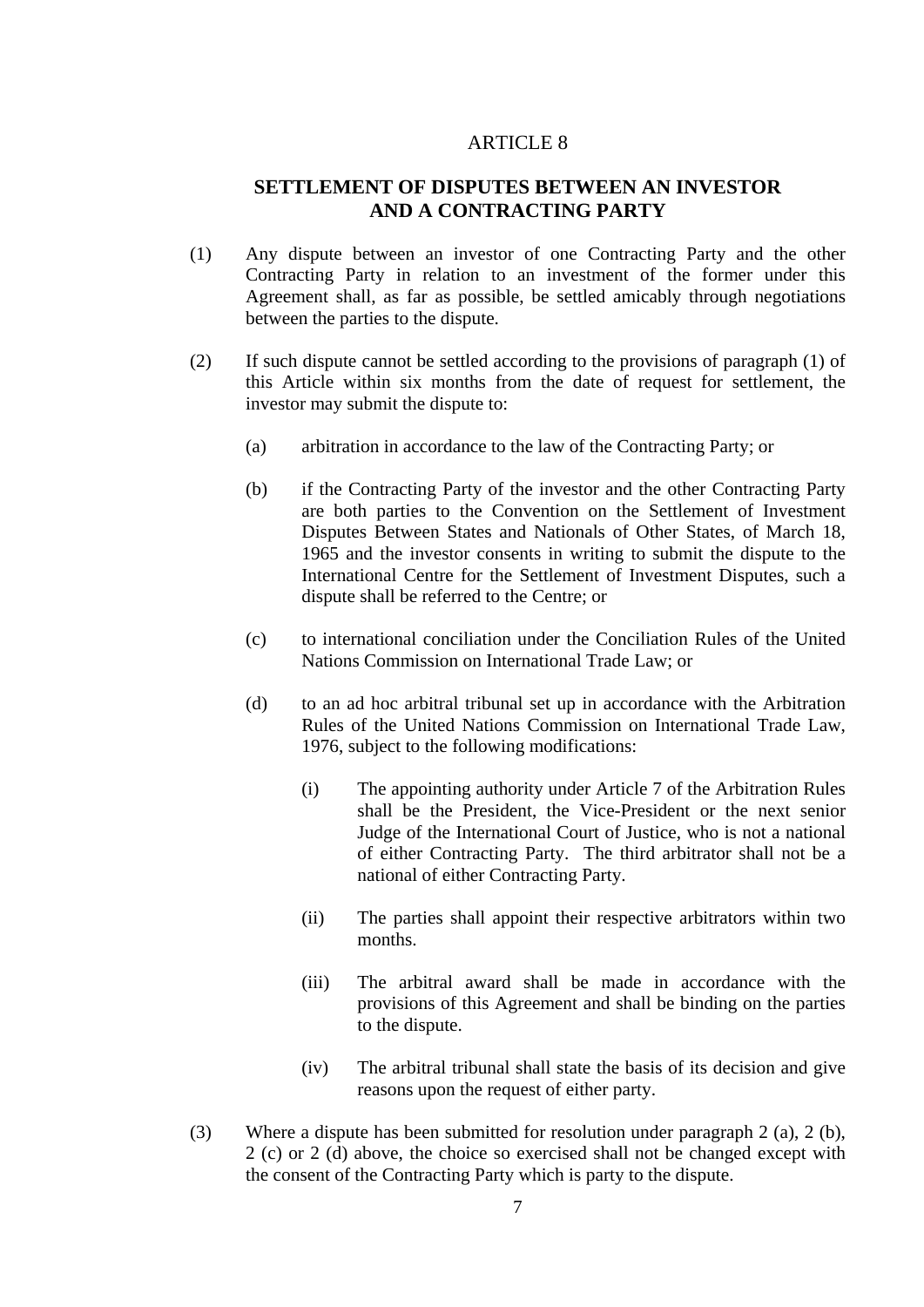## ARTICLE 8

### SETTLEMENT OF DISPUTES BETWEEN AN INVESTOR AND A CONTRACTING PARTY

(1) Any dispute between an investor of one Contracting Party and the other Contracting Party in relation to an investment of the former under this Agreement shall, as far as possible, be settled amicably through negotiations between the parties to the dispute.

(2) If such dispute cannot be settled according to the provisions of paragraph (1) of this Article within six months from the date of request for settlement, the investor may submit the dispute to:

(a) arbitration in accordance to the law of the Contracting Party; or

(b) if the Contracting Party of the investor and the other Contracting Party are both parties to the Convention on the Settlement of Investment Disputes Between States and Nationals of Other States, of March 18, 1965 and the investor consents in writing to submit the dispute to the International Centre for the Settlement of Investment Disputes, such a dispute shall be referred to the Centre; or

(c) to international conciliation under the Conciliation Rules of the United Nations Commission on International Trade Law; or

(d) to an ad hoc arbitral tribunal set up in accordance with the Arbitration Rules of the United Nations Commission on International Trade Law, 1976, subject to the following modifications:

(i) The appointing authority under Article 7 of the Arbitration Rules shall be the President, the Vice-President or the next senior Judge of the International Court of Justice, who is not a national of either Contracting Party. The third arbitrator shall not be a national of either Contracting Party.

(ii) The parties shall appoint their respective arbitrators within two months.

(iii) The arbitral award shall be made in accordance with the provisions of this Agreement and shall be binding on the parties to the dispute.

(iv) The arbitral tribunal shall state the basis of its decision and give reasons upon the request of either party.

(3) Where a dispute has been submitted for resolution under paragraph 2 (a), 2 (b), 2 (c) or 2 (d) above, the choice so exercised shall not be changed except with the consent of the Contracting Party which is party to the dispute.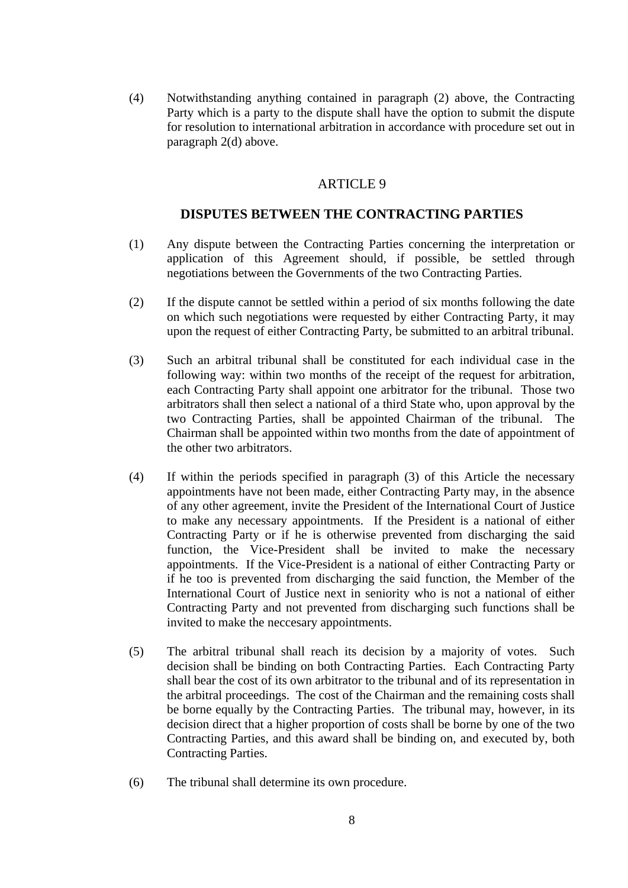(4) Notwithstanding anything contained in paragraph (2) above, the Contracting Party which is a party to the dispute shall have the option to submit the dispute for resolution to international arbitration in accordance with procedure set out in paragraph 2(d) above.

## ARTICLE 9

### DISPUTES BETWEEN THE CONTRACTING PARTIES

(1) Any dispute between the Contracting Parties concerning the interpretation or application of this Agreement should, if possible, be settled through negotiations between the Governments of the two Contracting Parties.

(2) If the dispute cannot be settled within a period of six months following the date on which such negotiations were requested by either Contracting Party, it may upon the request of either Contracting Party, be submitted to an arbitral tribunal.

(3) Such an arbitral tribunal shall be constituted for each individual case in the following way: within two months of the receipt of the request for arbitration, each Contracting Party shall appoint one arbitrator for the tribunal. Those two arbitrators shall then select a national of a third State who, upon approval by the two Contracting Parties, shall be appointed Chairman of the tribunal. The Chairman shall be appointed within two months from the date of appointment of the other two arbitrators.

(4) If within the periods specified in paragraph (3) of this Article the necessary appointments have not been made, either Contracting Party may, in the absence of any other agreement, invite the President of the International Court of Justice to make any necessary appointments. If the President is a national of either Contracting Party or if he is otherwise prevented from discharging the said function, the Vice-President shall be invited to make the necessary appointments. If the Vice-President is a national of either Contracting Party or if he too is prevented from discharging the said function, the Member of the International Court of Justice next in seniority who is not a national of either Contracting Party and not prevented from discharging such functions shall be invited to make the neccesary appointments.

(5) The arbitral tribunal shall reach its decision by a majority of votes. Such decision shall be binding on both Contracting Parties. Each Contracting Party shall bear the cost of its own arbitrator to the tribunal and of its representation in the arbitral proceedings. The cost of the Chairman and the remaining costs shall be borne equally by the Contracting Parties. The tribunal may, however, in its decision direct that a higher proportion of costs shall be borne by one of the two Contracting Parties, and this award shall be binding on, and executed by, both Contracting Parties.

(6) The tribunal shall determine its own procedure.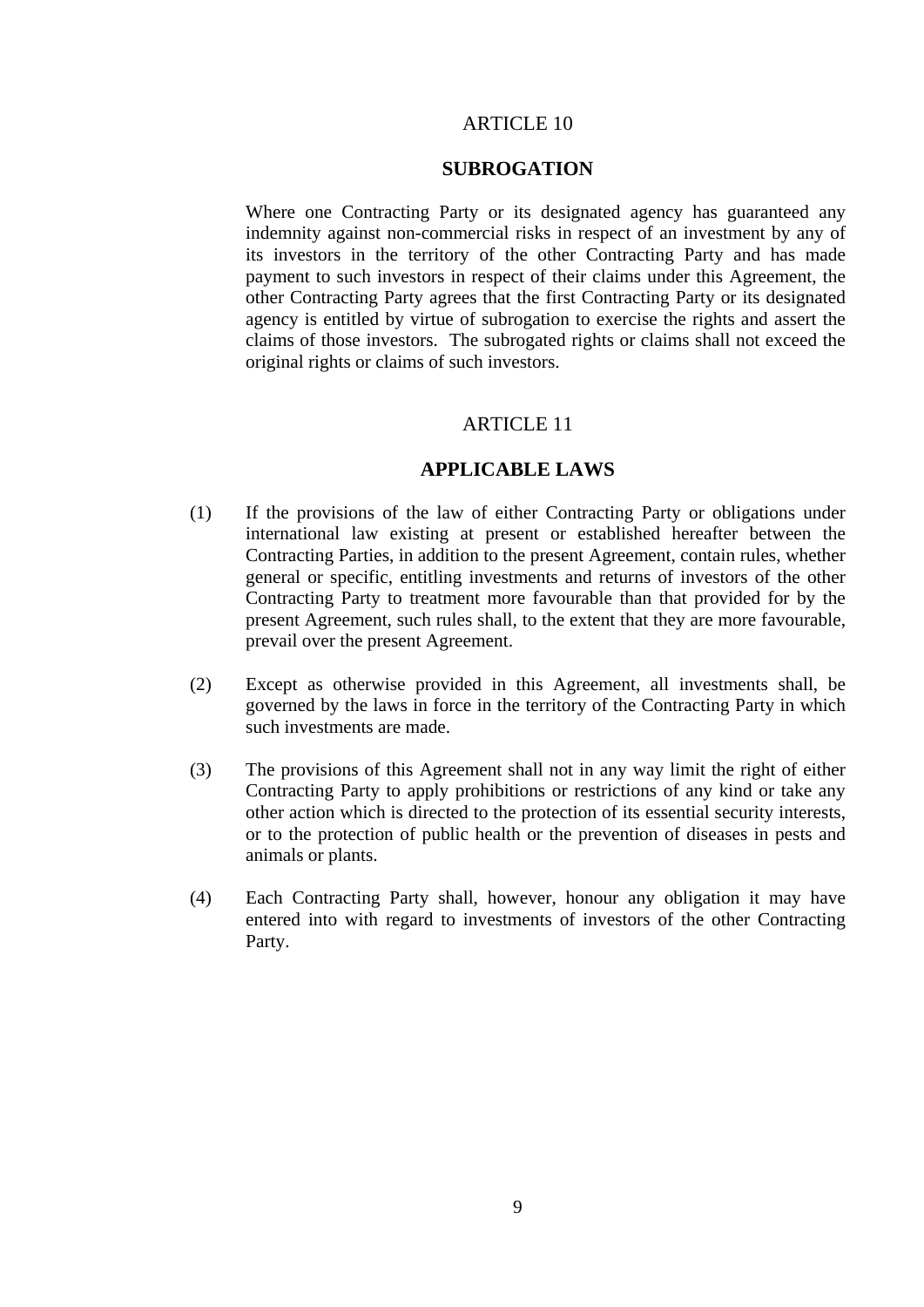## ARTICLE 10

### SUBROGATION

Where one Contracting Party or its designated agency has guaranteed any indemnity against non-commercial risks in respect of an investment by any of its investors in the territory of the other Contracting Party and has made payment to such investors in respect of their claims under this Agreement, the other Contracting Party agrees that the first Contracting Party or its designated agency is entitled by virtue of subrogation to exercise the rights and assert the claims of those investors. The subrogated rights or claims shall not exceed the original rights or claims of such investors.

## ARTICLE 11

### APPLICABLE LAWS

(1) If the provisions of the law of either Contracting Party or obligations under international law existing at present or established hereafter between the Contracting Parties, in addition to the present Agreement, contain rules, whether general or specific, entitling investments and returns of investors of the other Contracting Party to treatment more favourable than that provided for by the present Agreement, such rules shall, to the extent that they are more favourable, prevail over the present Agreement.

(2) Except as otherwise provided in this Agreement, all investments shall, be governed by the laws in force in the territory of the Contracting Party in which such investments are made.

(3) The provisions of this Agreement shall not in any way limit the right of either Contracting Party to apply prohibitions or restrictions of any kind or take any other action which is directed to the protection of its essential security interests, or to the protection of public health or the prevention of diseases in pests and animals or plants.

(4) Each Contracting Party shall, however, honour any obligation it may have entered into with regard to investments of investors of the other Contracting Party.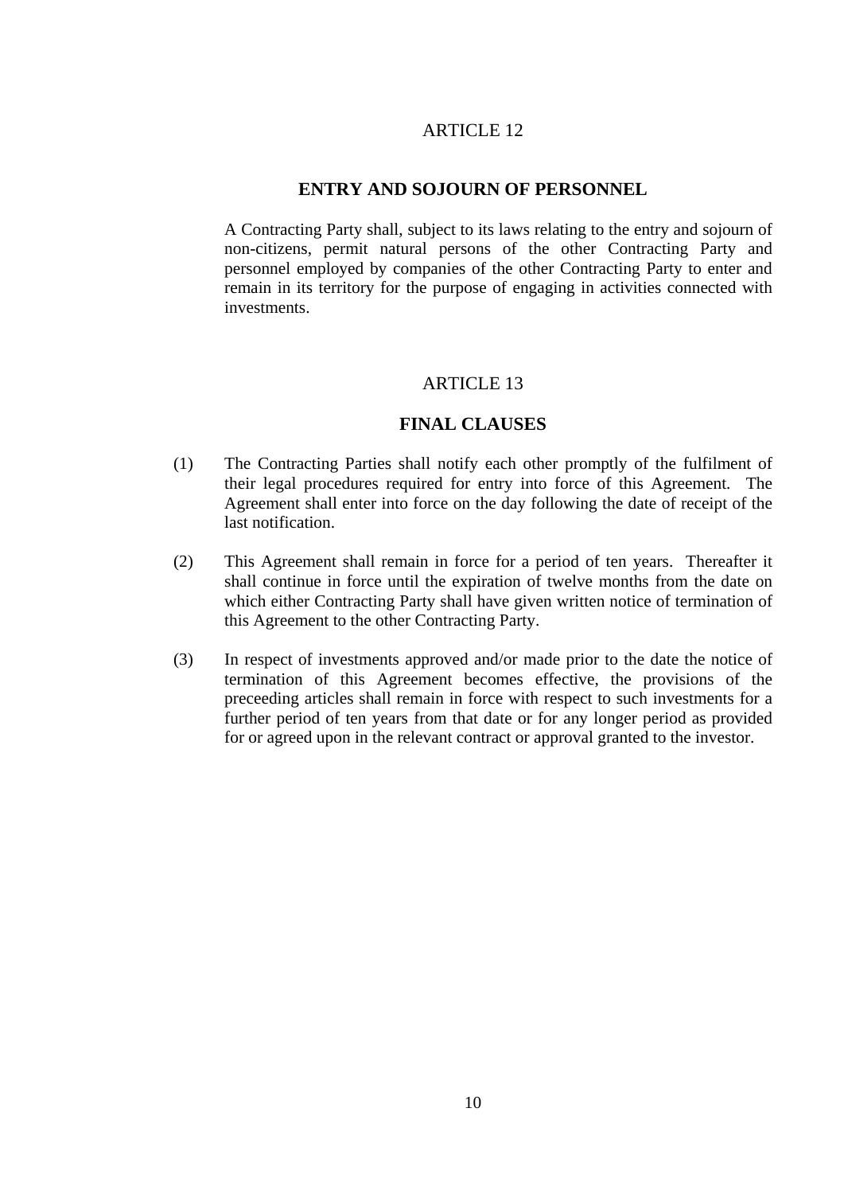## ARTICLE 12

### ENTRY AND SOJOURN OF PERSONNEL

A Contracting Party shall, subject to its laws relating to the entry and sojourn of non-citizens, permit natural persons of the other Contracting Party and personnel employed by companies of the other Contracting Party to enter and remain in its territory for the purpose of engaging in activities connected with investments.

## ARTICLE 13

### FINAL CLAUSES

(1) The Contracting Parties shall notify each other promptly of the fulfilment of their legal procedures required for entry into force of this Agreement. The Agreement shall enter into force on the day following the date of receipt of the last notification.

(2) This Agreement shall remain in force for a period of ten years. Thereafter it shall continue in force until the expiration of twelve months from the date on which either Contracting Party shall have given written notice of termination of this Agreement to the other Contracting Party.

(3) In respect of investments approved and/or made prior to the date the notice of termination of this Agreement becomes effective, the provisions of the preceeding articles shall remain in force with respect to such investments for a further period of ten years from that date or for any longer period as provided for or agreed upon in the relevant contract or approval granted to the investor.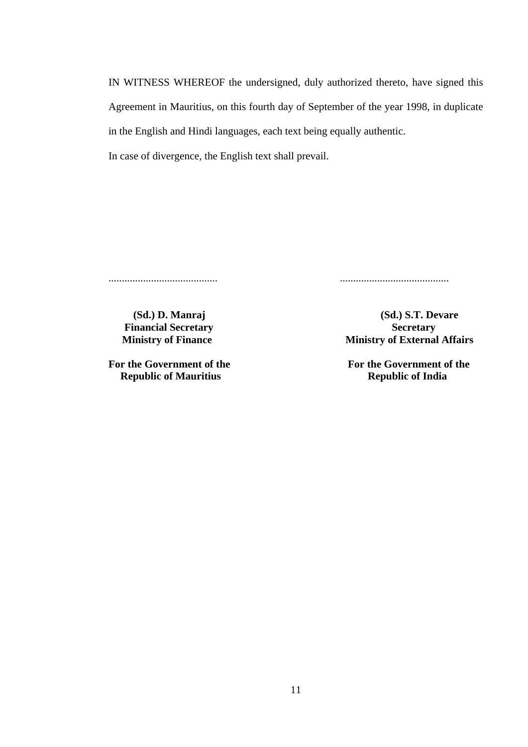IN WITNESS WHEREOF the undersigned, duly authorized thereto, have signed this Agreement in Mauritius, on this fourth day of September of the year 1998, in duplicate in the English and Hindi languages, each text being equally authentic.

In case of divergence, the English text shall prevail.

| | |
|---|---|
| ......................................... | ......................................... |
| **(Sd.) D. Manraj** | **(Sd.) S.T. Devare** |
| **Financial Secretary** | **Secretary** |
| **Ministry of Finance** | **Ministry of External Affairs** |
| **For the Government of the Republic of Mauritius** | **For the Government of the Republic of India** |